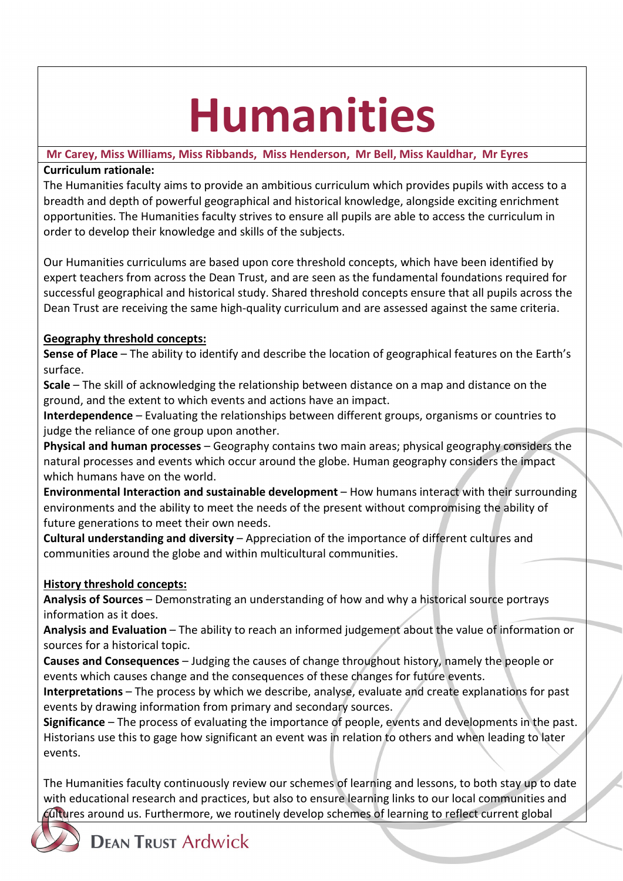# Humanities

**Mr Carey, Miss Williams, Miss Ribbands, Miss Henderson, Mr Bell, Miss Kauldhar, Mr Eyres**

**Curriculum rationale:**

The Humanities faculty aims to provide an ambitious curriculum which provides pupils with access to a breadth and depth of powerful geographical and historical knowledge, alongside exciting enrichment opportunities. The Humanities faculty strives to ensure all pupils are able to access the curriculum in order to develop their knowledge and skills of the subjects.

Our Humanities curriculums are based upon core threshold concepts, which have been identified by expert teachers from across the Dean Trust, and are seen as the fundamental foundations required for successful geographical and historical study. Shared threshold concepts ensure that all pupils across the Dean Trust are receiving the same high-quality curriculum and are assessed against the same criteria.

**Geography threshold concepts:**

**Sense of Place** – The ability to identify and describe the location of geographical features on the Earth's surface.

**Scale** – The skill of acknowledging the relationship between distance on a map and distance on the ground, and the extent to which events and actions have an impact.

**Interdependence** – Evaluating the relationships between different groups, organisms or countries to judge the reliance of one group upon another.

**Physical and human processes** – Geography contains two main areas; physical geography considers the natural processes and events which occur around the globe. Human geography considers the impact which humans have on the world.

**Environmental Interaction and sustainable development** – How humans interact with their surrounding environments and the ability to meet the needs of the present without compromising the ability of future generations to meet their own needs.

**Cultural understanding and diversity** – Appreciation of the importance of different cultures and communities around the globe and within multicultural communities.

**History threshold concepts:**

**Analysis of Sources** – Demonstrating an understanding of how and why a historical source portrays information as it does.

**Analysis and Evaluation** – The ability to reach an informed judgement about the value of information or sources for a historical topic.

**Causes and Consequences** – Judging the causes of change throughout history, namely the people or events which causes change and the consequences of these changes for future events.

**Interpretations** – The process by which we describe, analyse, evaluate and create explanations for past events by drawing information from primary and secondary sources.

**Significance** – The process of evaluating the importance of people, events and developments in the past. Historians use this to gage how significant an event was in relation to others and when leading to later events.

The Humanities faculty continuously review our schemes of learning and lessons, to both stay up to date with educational research and practices, but also to ensure learning links to our local communities and cultures around us. Furthermore, we routinely develop schemes of learning to reflect current global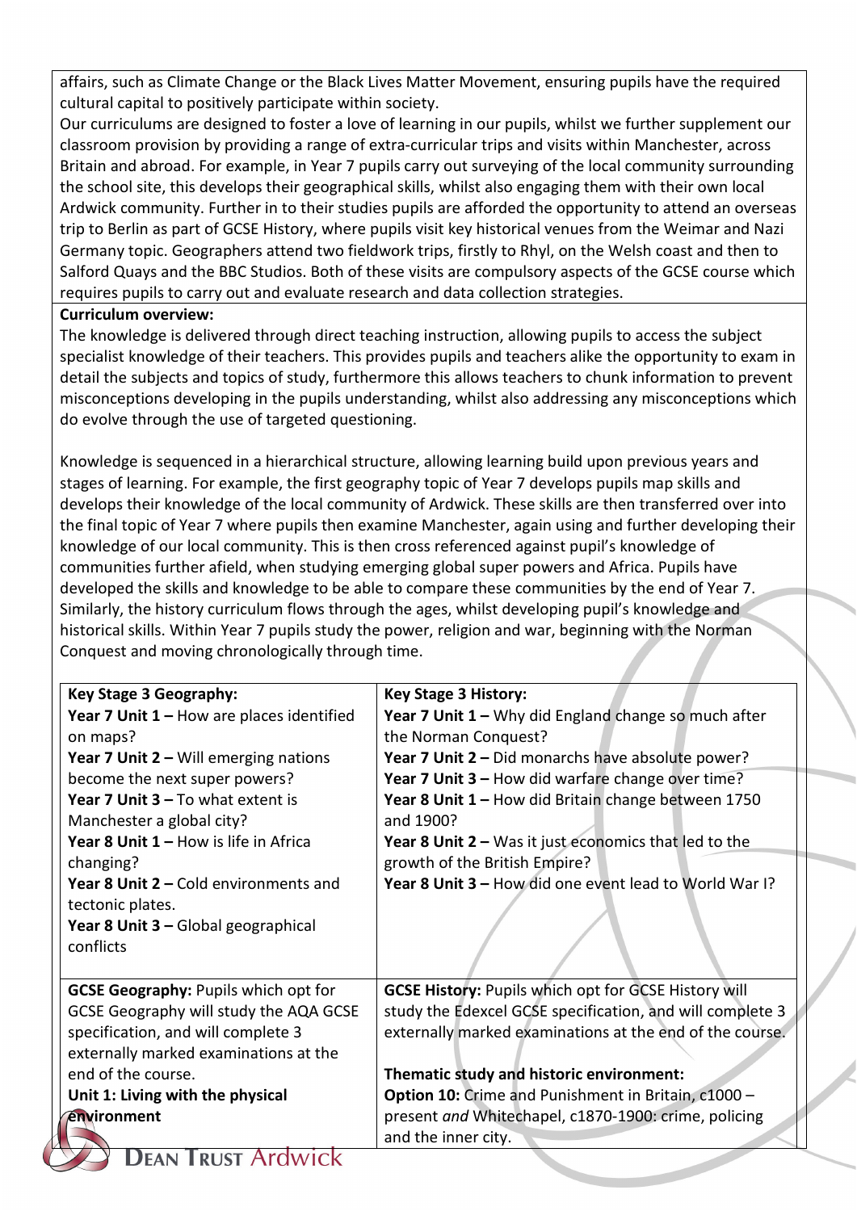affairs, such as Climate Change or the Black Lives Matter Movement, ensuring pupils have the required cultural capital to positively participate within society.

Our curriculums are designed to foster a love of learning in our pupils, whilst we further supplement our classroom provision by providing a range of extra-curricular trips and visits within Manchester, across Britain and abroad. For example, in Year 7 pupils carry out surveying of the local community surrounding the school site, this develops their geographical skills, whilst also engaging them with their own local Ardwick community. Further in to their studies pupils are afforded the opportunity to attend an overseas trip to Berlin as part of GCSE History, where pupils visit key historical venues from the Weimar and Nazi Germany topic. Geographers attend two fieldwork trips, firstly to Rhyl, on the Welsh coast and then to Salford Quays and the BBC Studios. Both of these visits are compulsory aspects of the GCSE course which requires pupils to carry out and evaluate research and data collection strategies.

**Curriculum overview:**

The knowledge is delivered through direct teaching instruction, allowing pupils to access the subject specialist knowledge of their teachers. This provides pupils and teachers alike the opportunity to exam in detail the subjects and topics of study, furthermore this allows teachers to chunk information to prevent misconceptions developing in the pupils understanding, whilst also addressing any misconceptions which do evolve through the use of targeted questioning.

Knowledge is sequenced in a hierarchical structure, allowing learning build upon previous years and stages of learning. For example, the first geography topic of Year 7 develops pupils map skills and develops their knowledge of the local community of Ardwick. These skills are then transferred over into the final topic of Year 7 where pupils then examine Manchester, again using and further developing their knowledge of our local community. This is then cross referenced against pupil's knowledge of communities further afield, when studying emerging global super powers and Africa. Pupils have developed the skills and knowledge to be able to compare these communities by the end of Year 7. Similarly, the history curriculum flows through the ages, whilst developing pupil's knowledge and historical skills. Within Year 7 pupils study the power, religion and war, beginning with the Norman Conquest and moving chronologically through time.

| **Key Stage 3 Geography:** | **Key Stage 3 History:** |
|---|---|
| **Year 7 Unit 1 –** How are places identified on maps?<br>**Year 7 Unit 2 –** Will emerging nations become the next super powers?<br>**Year 7 Unit 3 –** To what extent is Manchester a global city?<br>**Year 8 Unit 1 –** How is life in Africa changing?<br>**Year 8 Unit 2 –** Cold environments and tectonic plates.<br>**Year 8 Unit 3 –** Global geographical conflicts | **Year 7 Unit 1 –** Why did England change so much after the Norman Conquest?<br>**Year 7 Unit 2 –** Did monarchs have absolute power?<br>**Year 7 Unit 3 –** How did warfare change over time?<br>**Year 8 Unit 1 –** How did Britain change between 1750 and 1900?<br>**Year 8 Unit 2 –** Was it just economics that led to the growth of the British Empire?<br>**Year 8 Unit 3 –** How did one event lead to World War I? |
| **GCSE Geography:** Pupils which opt for GCSE Geography will study the AQA GCSE specification, and will complete 3 externally marked examinations at the end of the course.<br>**Unit 1: Living with the physical environment** | **GCSE History:** Pupils which opt for GCSE History will study the Edexcel GCSE specification, and will complete 3 externally marked examinations at the end of the course.<br><br>**Thematic study and historic environment:**<br>**Option 10:** Crime and Punishment in Britain, c1000 – present *and* Whitechapel, c1870-1900: crime, policing and the inner city. |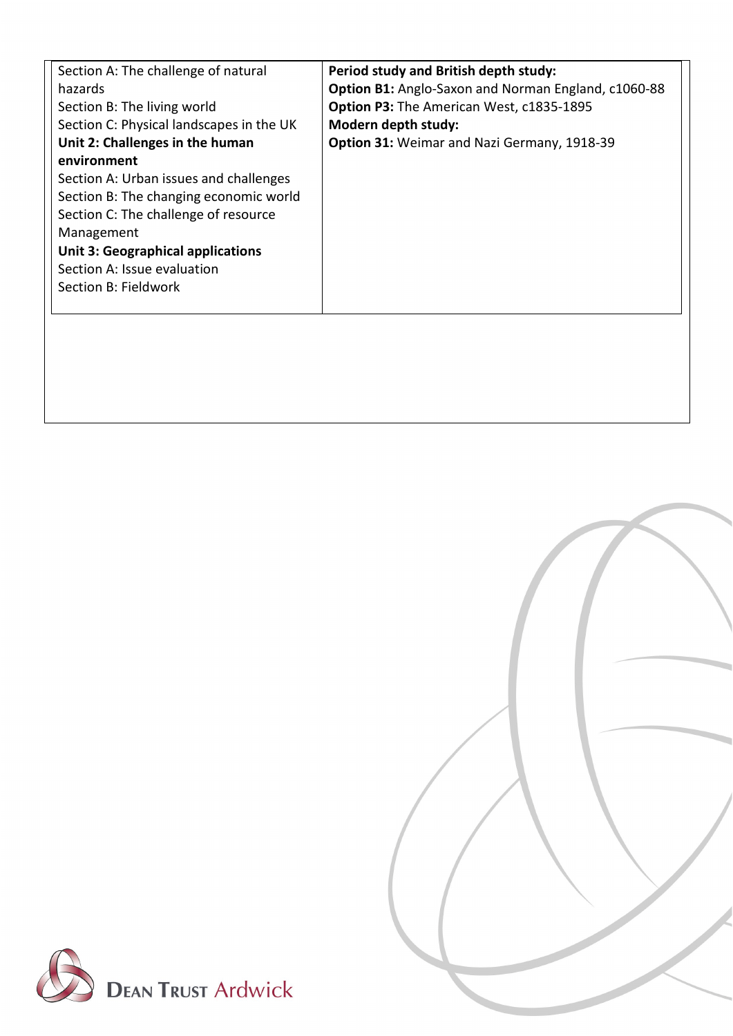| | |
|---|---|
| Section A: The challenge of natural hazards<br>Section B: The living world<br>Section C: Physical landscapes in the UK<br>**Unit 2: Challenges in the human environment**<br>Section A: Urban issues and challenges<br>Section B: The changing economic world<br>Section C: The challenge of resource Management<br>**Unit 3: Geographical applications**<br>Section A: Issue evaluation<br>Section B: Fieldwork | **Period study and British depth study:**<br>**Option B1:** Anglo-Saxon and Norman England, c1060-88<br>**Option P3:** The American West, c1835-1895<br>**Modern depth study:**<br>**Option 31:** Weimar and Nazi Germany, 1918-39 |